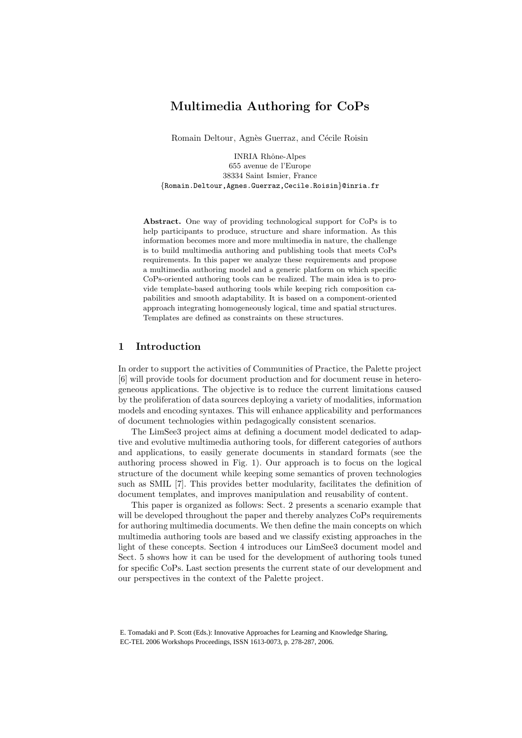# Multimedia Authoring for CoPs

Romain Deltour, Agnès Guerraz, and Cécile Roisin

INRIA Rhône-Alpes
655 avenue de l'Europe
38334 Saint Ismier, France
{Romain.Deltour,Agnes.Guerraz,Cecile.Roisin}@inria.fr

**Abstract.** One way of providing technological support for CoPs is to help participants to produce, structure and share information. As this information becomes more and more multimedia in nature, the challenge is to build multimedia authoring and publishing tools that meets CoPs requirements. In this paper we analyze these requirements and propose a multimedia authoring model and a generic platform on which specific CoPs-oriented authoring tools can be realized. The main idea is to provide template-based authoring tools while keeping rich composition capabilities and smooth adaptability. It is based on a component-oriented approach integrating homogeneously logical, time and spatial structures. Templates are defined as constraints on these structures.

## 1 Introduction

In order to support the activities of Communities of Practice, the Palette project [6] will provide tools for document production and for document reuse in heterogeneous applications. The objective is to reduce the current limitations caused by the proliferation of data sources deploying a variety of modalities, information models and encoding syntaxes. This will enhance applicability and performances of document technologies within pedagogically consistent scenarios.

The LimSee3 project aims at defining a document model dedicated to adaptive and evolutive multimedia authoring tools, for different categories of authors and applications, to easily generate documents in standard formats (see the authoring process showed in Fig. 1). Our approach is to focus on the logical structure of the document while keeping some semantics of proven technologies such as SMIL [7]. This provides better modularity, facilitates the definition of document templates, and improves manipulation and reusability of content.

This paper is organized as follows: Sect. 2 presents a scenario example that will be developed throughout the paper and thereby analyzes CoPs requirements for authoring multimedia documents. We then define the main concepts on which multimedia authoring tools are based and we classify existing approaches in the light of these concepts. Section 4 introduces our LimSee3 document model and Sect. 5 shows how it can be used for the development of authoring tools tuned for specific CoPs. Last section presents the current state of our development and our perspectives in the context of the Palette project.

E. Tomadaki and P. Scott (Eds.): Innovative Approaches for Learning and Knowledge Sharing, EC-TEL 2006 Workshops Proceedings, ISSN 1613-0073, p. 278-287, 2006.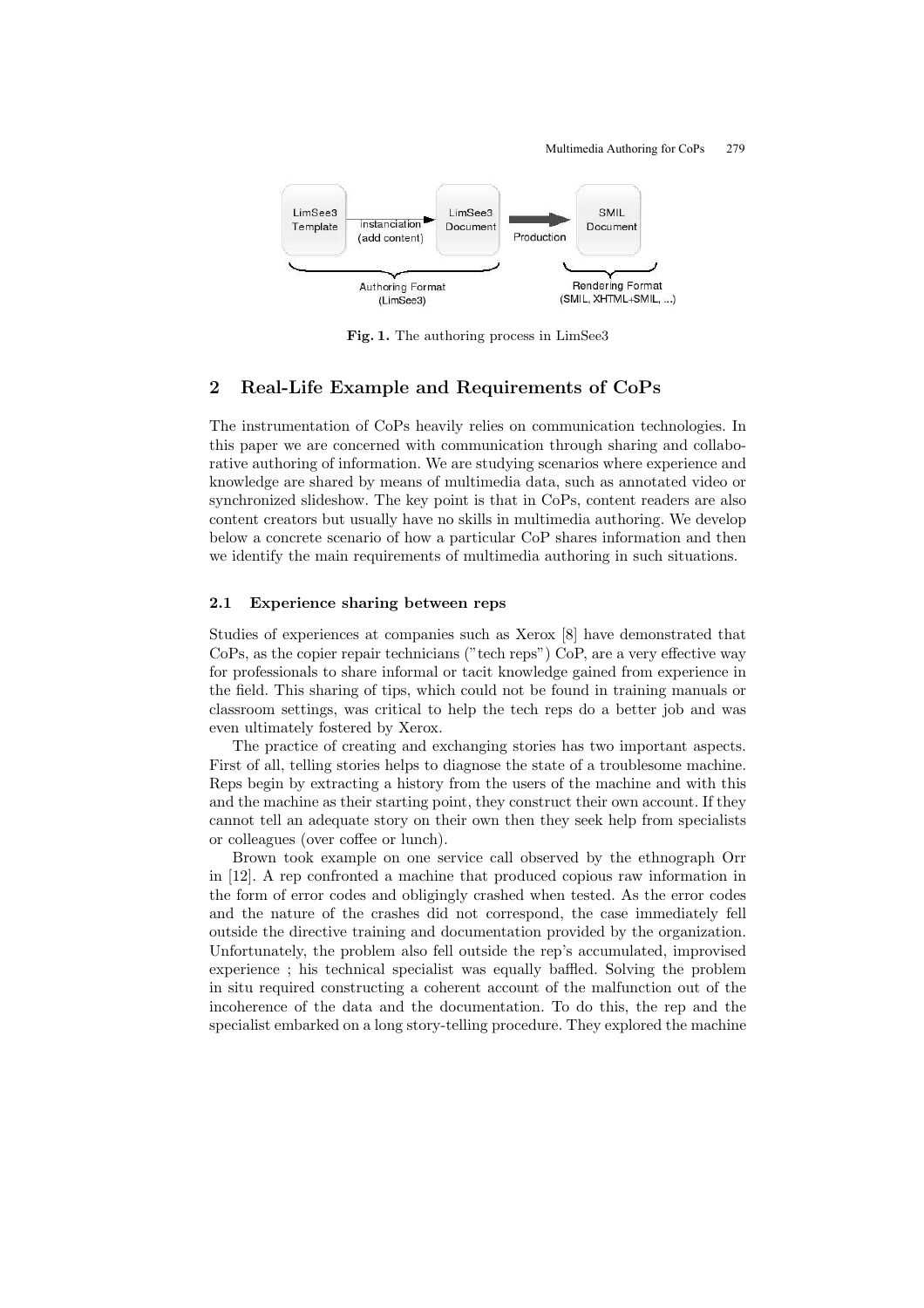Fig. 1. The authoring process in LimSee3

## 2 Real-Life Example and Requirements of CoPs

The instrumentation of CoPs heavily relies on communication technologies. In this paper we are concerned with communication through sharing and collaborative authoring of information. We are studying scenarios where experience and knowledge are shared by means of multimedia data, such as annotated video or synchronized slideshow. The key point is that in CoPs, content readers are also content creators but usually have no skills in multimedia authoring. We develop below a concrete scenario of how a particular CoP shares information and then we identify the main requirements of multimedia authoring in such situations.

### 2.1 Experience sharing between reps

Studies of experiences at companies such as Xerox [8] have demonstrated that CoPs, as the copier repair technicians ("tech reps") CoP, are a very effective way for professionals to share informal or tacit knowledge gained from experience in the field. This sharing of tips, which could not be found in training manuals or classroom settings, was critical to help the tech reps do a better job and was even ultimately fostered by Xerox.

The practice of creating and exchanging stories has two important aspects. First of all, telling stories helps to diagnose the state of a troublesome machine. Reps begin by extracting a history from the users of the machine and with this and the machine as their starting point, they construct their own account. If they cannot tell an adequate story on their own then they seek help from specialists or colleagues (over coffee or lunch).

Brown took example on one service call observed by the ethnograph Orr in [12]. A rep confronted a machine that produced copious raw information in the form of error codes and obligingly crashed when tested. As the error codes and the nature of the crashes did not correspond, the case immediately fell outside the directive training and documentation provided by the organization. Unfortunately, the problem also fell outside the rep's accumulated, improvised experience ; his technical specialist was equally baffled. Solving the problem in situ required constructing a coherent account of the malfunction out of the incoherence of the data and the documentation. To do this, the rep and the specialist embarked on a long story-telling procedure. They explored the machine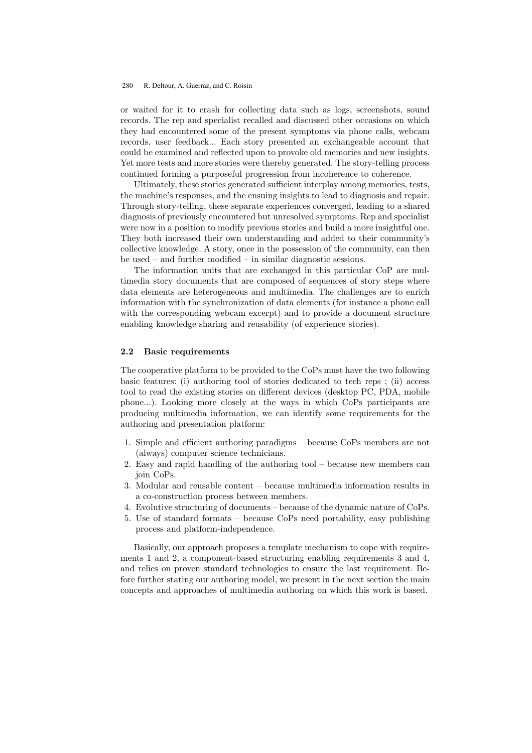or waited for it to crash for collecting data such as logs, screenshots, sound records. The rep and specialist recalled and discussed other occasions on which they had encountered some of the present symptoms via phone calls, webcam records, user feedback... Each story presented an exchangeable account that could be examined and reflected upon to provoke old memories and new insights. Yet more tests and more stories were thereby generated. The story-telling process continued forming a purposeful progression from incoherence to coherence.

Ultimately, these stories generated sufficient interplay among memories, tests, the machine's responses, and the ensuing insights to lead to diagnosis and repair. Through story-telling, these separate experiences converged, leading to a shared diagnosis of previously encountered but unresolved symptoms. Rep and specialist were now in a position to modify previous stories and build a more insightful one. They both increased their own understanding and added to their community's collective knowledge. A story, once in the possession of the community, can then be used – and further modified – in similar diagnostic sessions.

The information units that are exchanged in this particular CoP are multimedia story documents that are composed of sequences of story steps where data elements are heterogeneous and multimedia. The challenges are to enrich information with the synchronization of data elements (for instance a phone call with the corresponding webcam excerpt) and to provide a document structure enabling knowledge sharing and reusability (of experience stories).

### 2.2 Basic requirements

The cooperative platform to be provided to the CoPs must have the two following basic features: (i) authoring tool of stories dedicated to tech reps ; (ii) access tool to read the existing stories on different devices (desktop PC, PDA, mobile phone...). Looking more closely at the ways in which CoPs participants are producing multimedia information, we can identify some requirements for the authoring and presentation platform:

1. Simple and efficient authoring paradigms – because CoPs members are not (always) computer science technicians.
2. Easy and rapid handling of the authoring tool – because new members can join CoPs.
3. Modular and reusable content – because multimedia information results in a co-construction process between members.
4. Evolutive structuring of documents – because of the dynamic nature of CoPs.
5. Use of standard formats – because CoPs need portability, easy publishing process and platform-independence.

Basically, our approach proposes a template mechanism to cope with requirements 1 and 2, a component-based structuring enabling requirements 3 and 4, and relies on proven standard technologies to ensure the last requirement. Before further stating our authoring model, we present in the next section the main concepts and approaches of multimedia authoring on which this work is based.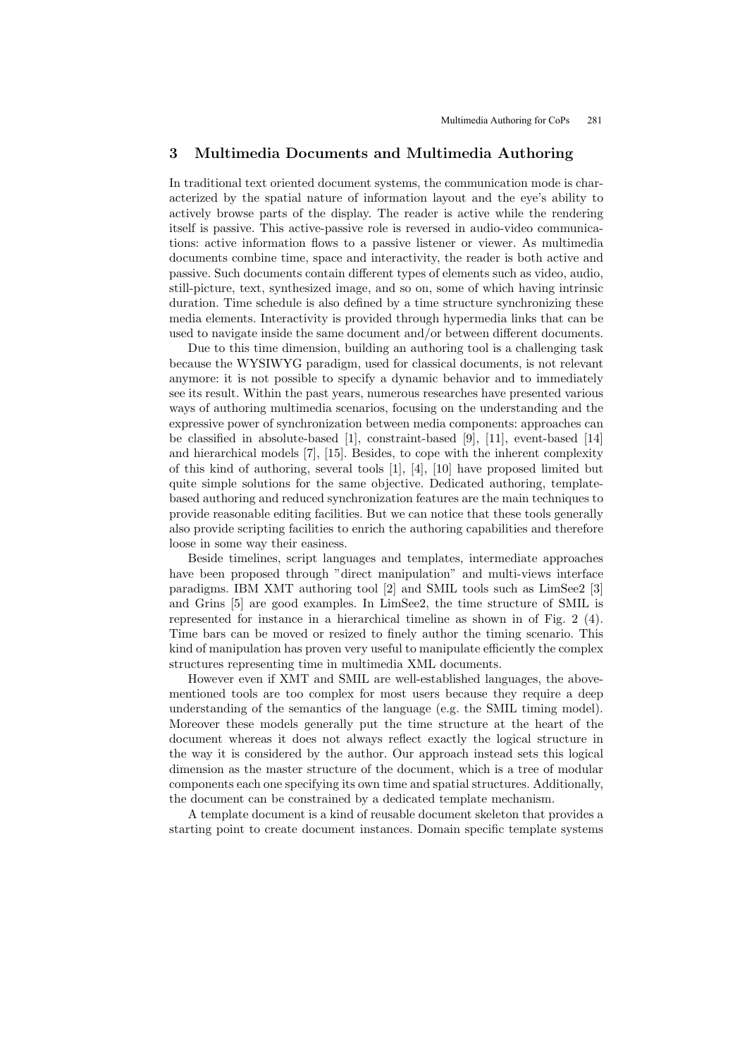## 3 Multimedia Documents and Multimedia Authoring

In traditional text oriented document systems, the communication mode is characterized by the spatial nature of information layout and the eye's ability to actively browse parts of the display. The reader is active while the rendering itself is passive. This active-passive role is reversed in audio-video communications: active information flows to a passive listener or viewer. As multimedia documents combine time, space and interactivity, the reader is both active and passive. Such documents contain different types of elements such as video, audio, still-picture, text, synthesized image, and so on, some of which having intrinsic duration. Time schedule is also defined by a time structure synchronizing these media elements. Interactivity is provided through hypermedia links that can be used to navigate inside the same document and/or between different documents.

Due to this time dimension, building an authoring tool is a challenging task because the WYSIWYG paradigm, used for classical documents, is not relevant anymore: it is not possible to specify a dynamic behavior and to immediately see its result. Within the past years, numerous researches have presented various ways of authoring multimedia scenarios, focusing on the understanding and the expressive power of synchronization between media components: approaches can be classified in absolute-based [1], constraint-based [9], [11], event-based [14] and hierarchical models [7], [15]. Besides, to cope with the inherent complexity of this kind of authoring, several tools [1], [4], [10] have proposed limited but quite simple solutions for the same objective. Dedicated authoring, template-based authoring and reduced synchronization features are the main techniques to provide reasonable editing facilities. But we can notice that these tools generally also provide scripting facilities to enrich the authoring capabilities and therefore loose in some way their easiness.

Beside timelines, script languages and templates, intermediate approaches have been proposed through "direct manipulation" and multi-views interface paradigms. IBM XMT authoring tool [2] and SMIL tools such as LimSee2 [3] and Grins [5] are good examples. In LimSee2, the time structure of SMIL is represented for instance in a hierarchical timeline as shown in of Fig. 2 (4). Time bars can be moved or resized to finely author the timing scenario. This kind of manipulation has proven very useful to manipulate efficiently the complex structures representing time in multimedia XML documents.

However even if XMT and SMIL are well-established languages, the above-mentioned tools are too complex for most users because they require a deep understanding of the semantics of the language (e.g. the SMIL timing model). Moreover these models generally put the time structure at the heart of the document whereas it does not always reflect exactly the logical structure in the way it is considered by the author. Our approach instead sets this logical dimension as the master structure of the document, which is a tree of modular components each one specifying its own time and spatial structures. Additionally, the document can be constrained by a dedicated template mechanism.

A template document is a kind of reusable document skeleton that provides a starting point to create document instances. Domain specific template systems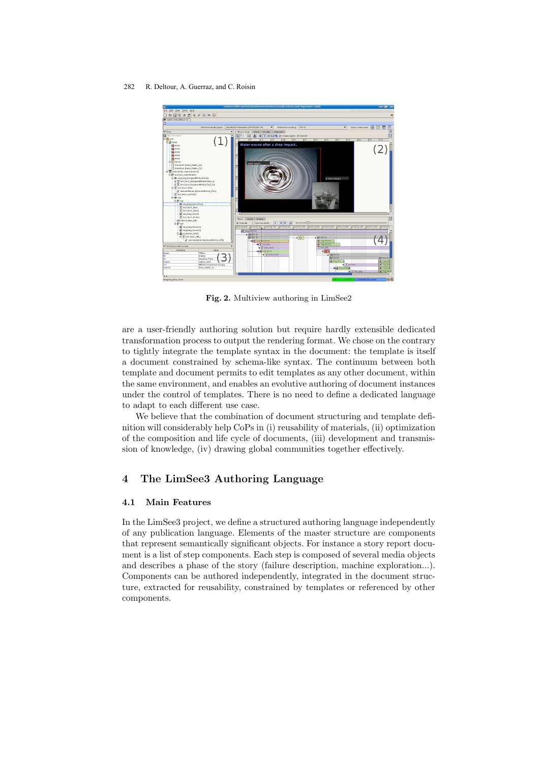**Fig. 2.** Multiview authoring in LimSee2

are a user-friendly authoring solution but require hardly extensible dedicated transformation process to output the rendering format. We chose on the contrary to tightly integrate the template syntax in the document: the template is itself a document constrained by schema-like syntax. The continuum between both template and document permits to edit templates as any other document, within the same environment, and enables an evolutive authoring of document instances under the control of templates. There is no need to define a dedicated language to adapt to each different use case.

We believe that the combination of document structuring and template definition will considerably help CoPs in (i) reusability of materials, (ii) optimization of the composition and life cycle of documents, (iii) development and transmission of knowledge, (iv) drawing global communities together effectively.

## 4 The LimSee3 Authoring Language

### 4.1 Main Features

In the LimSee3 project, we define a structured authoring language independently of any publication language. Elements of the master structure are components that represent semantically significant objects. For instance a story report document is a list of step components. Each step is composed of several media objects and describes a phase of the story (failure description, machine exploration...). Components can be authored independently, integrated in the document structure, extracted for reusability, constrained by templates or referenced by other components.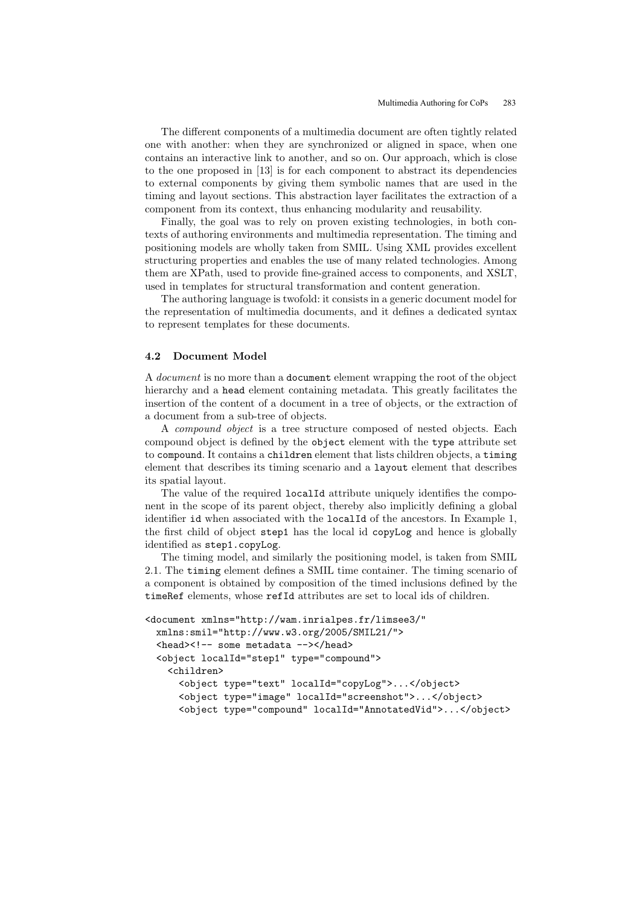The different components of a multimedia document are often tightly related one with another: when they are synchronized or aligned in space, when one contains an interactive link to another, and so on. Our approach, which is close to the one proposed in [13] is for each component to abstract its dependencies to external components by giving them symbolic names that are used in the timing and layout sections. This abstraction layer facilitates the extraction of a component from its context, thus enhancing modularity and reusability.

Finally, the goal was to rely on proven existing technologies, in both contexts of authoring environments and multimedia representation. The timing and positioning models are wholly taken from SMIL. Using XML provides excellent structuring properties and enables the use of many related technologies. Among them are XPath, used to provide fine-grained access to components, and XSLT, used in templates for structural transformation and content generation.

The authoring language is twofold: it consists in a generic document model for the representation of multimedia documents, and it defines a dedicated syntax to represent templates for these documents.

### 4.2 Document Model

A *document* is no more than a `document` element wrapping the root of the object hierarchy and a `head` element containing metadata. This greatly facilitates the insertion of the content of a document in a tree of objects, or the extraction of a document from a sub-tree of objects.

A *compound object* is a tree structure composed of nested objects. Each compound object is defined by the `object` element with the `type` attribute set to `compound`. It contains a `children` element that lists children objects, a `timing` element that describes its timing scenario and a `layout` element that describes its spatial layout.

The value of the required `localId` attribute uniquely identifies the component in the scope of its parent object, thereby also implicitly defining a global identifier `id` when associated with the `localId` of the ancestors. In Example 1, the first child of object `step1` has the local id `copyLog` and hence is globally identified as `step1.copyLog`.

The timing model, and similarly the positioning model, is taken from SMIL 2.1. The `timing` element defines a SMIL time container. The timing scenario of a component is obtained by composition of the timed inclusions defined by the `timeRef` elements, whose `refId` attributes are set to local ids of children.

```
<document xmlns="http://wam.inrialpes.fr/limsee3/"
  xmlns:smil="http://www.w3.org/2005/SMIL21/">
  <head><!-- some metadata --></head>
  <object localId="step1" type="compound">
    <children>
      <object type="text" localId="copyLog">...</object>
      <object type="image" localId="screenshot">...</object>
      <object type="compound" localId="AnnotatedVid">...</object>
```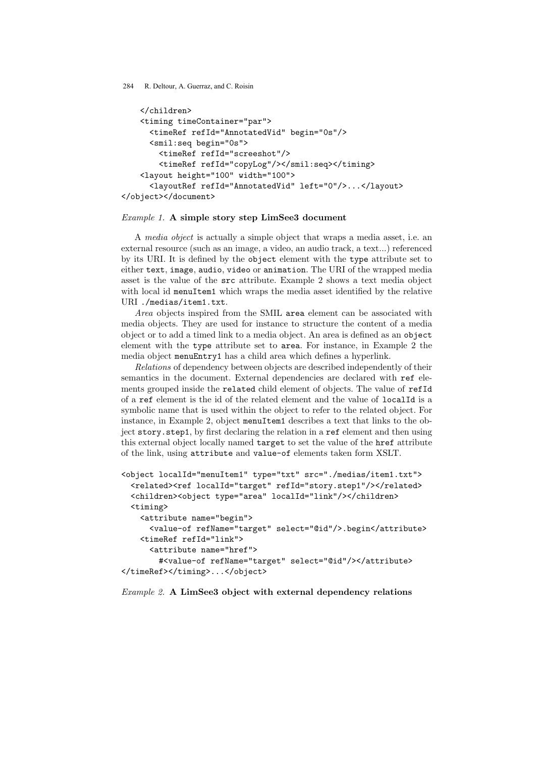```
    </children>
    <timing timeContainer="par">
      <timeRef refId="AnnotatedVid" begin="0s"/>
      <smil:seq begin="0s">
        <timeRef refId="screeshot"/>
        <timeRef refId="copyLog"/></smil:seq></timing>
    <layout height="100" width="100">
      <layoutRef refId="AnnotatedVid" left="0"/>...</layout>
</object></document>
```

*Example 1.* **A simple story step LimSee3 document**

A *media object* is actually a simple object that wraps a media asset, i.e. an external resource (such as an image, a video, an audio track, a text...) referenced by its URI. It is defined by the `object` element with the `type` attribute set to either `text`, `image`, `audio`, `video` or `animation`. The URI of the wrapped media asset is the value of the `src` attribute. Example 2 shows a text media object with local id `menuItem1` which wraps the media asset identified by the relative URI `./medias/item1.txt`.

*Area* objects inspired from the SMIL `area` element can be associated with media objects. They are used for instance to structure the content of a media object or to add a timed link to a media object. An area is defined as an `object` element with the `type` attribute set to `area`. For instance, in Example 2 the media object `menuEntry1` has a child area which defines a hyperlink.

*Relations* of dependency between objects are described independently of their semantics in the document. External dependencies are declared with `ref` elements grouped inside the `related` child element of objects. The value of `refId` of a `ref` element is the id of the related element and the value of `localId` is a symbolic name that is used within the object to refer to the related object. For instance, in Example 2, object `menuItem1` describes a text that links to the object `story.step1`, by first declaring the relation in a `ref` element and then using this external object locally named `target` to set the value of the `href` attribute of the link, using `attribute` and `value-of` elements taken form XSLT.

```
<object localId="menuItem1" type="txt" src="./medias/item1.txt">
  <related><ref localId="target" refId="story.step1"/></related>
  <children><object type="area" localId="link"/></children>
  <timing>
    <attribute name="begin">
      <value-of refName="target" select="@id"/>.begin</attribute>
    <timeRef refId="link">
      <attribute name="href">
        #<value-of refName="target" select="@id"/></attribute>
</timeRef></timing>...</object>
```

*Example 2.* **A LimSee3 object with external dependency relations**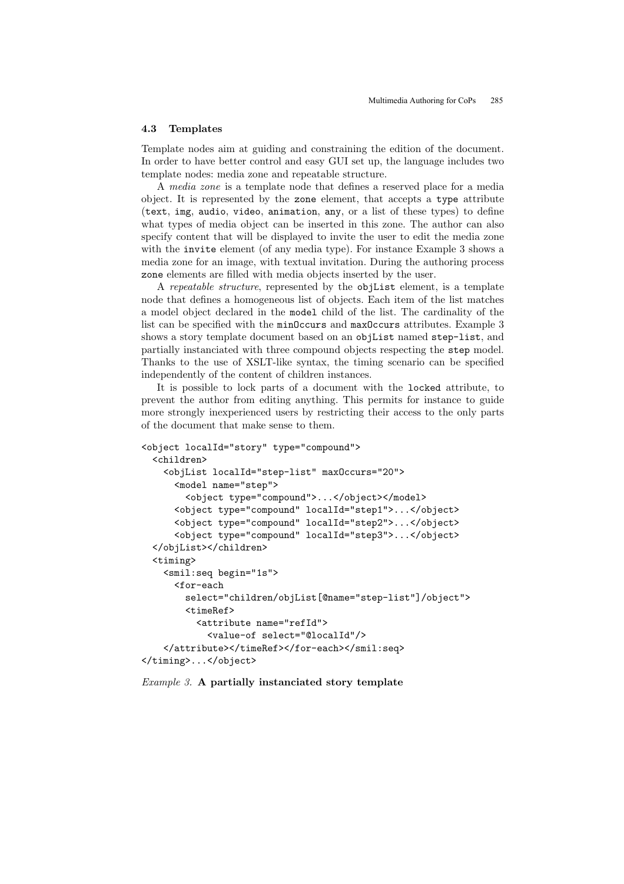### 4.3 Templates

Template nodes aim at guiding and constraining the edition of the document. In order to have better control and easy GUI set up, the language includes two template nodes: media zone and repeatable structure.

A *media zone* is a template node that defines a reserved place for a media object. It is represented by the `zone` element, that accepts a `type` attribute (`text`, `img`, `audio`, `video`, `animation`, `any`, or a list of these types) to define what types of media object can be inserted in this zone. The author can also specify content that will be displayed to invite the user to edit the media zone with the `invite` element (of any media type). For instance Example 3 shows a media zone for an image, with textual invitation. During the authoring process `zone` elements are filled with media objects inserted by the user.

A *repeatable structure*, represented by the `objList` element, is a template node that defines a homogeneous list of objects. Each item of the list matches a model object declared in the `model` child of the list. The cardinality of the list can be specified with the `minOccurs` and `maxOccurs` attributes. Example 3 shows a story template document based on an `objList` named `step-list`, and partially instanciated with three compound objects respecting the `step` model. Thanks to the use of XSLT-like syntax, the timing scenario can be specified independently of the content of children instances.

It is possible to lock parts of a document with the `locked` attribute, to prevent the author from editing anything. This permits for instance to guide more strongly inexperienced users by restricting their access to the only parts of the document that make sense to them.

```
<object localId="story" type="compound">
  <children>
    <objList localId="step-list" maxOccurs="20">
      <model name="step">
        <object type="compound">...</object></model>
      <object type="compound" localId="step1">...</object>
      <object type="compound" localId="step2">...</object>
      <object type="compound" localId="step3">...</object>
  </objList></children>
  <timing>
    <smil:seq begin="1s">
      <for-each
        select="children/objList[@name="step-list"]/object">
        <timeRef>
          <attribute name="refId">
            <value-of select="@localId"/>
    </attribute></timeRef></for-each></smil:seq>
</timing>...</object>
```

*Example 3.* **A partially instanciated story template**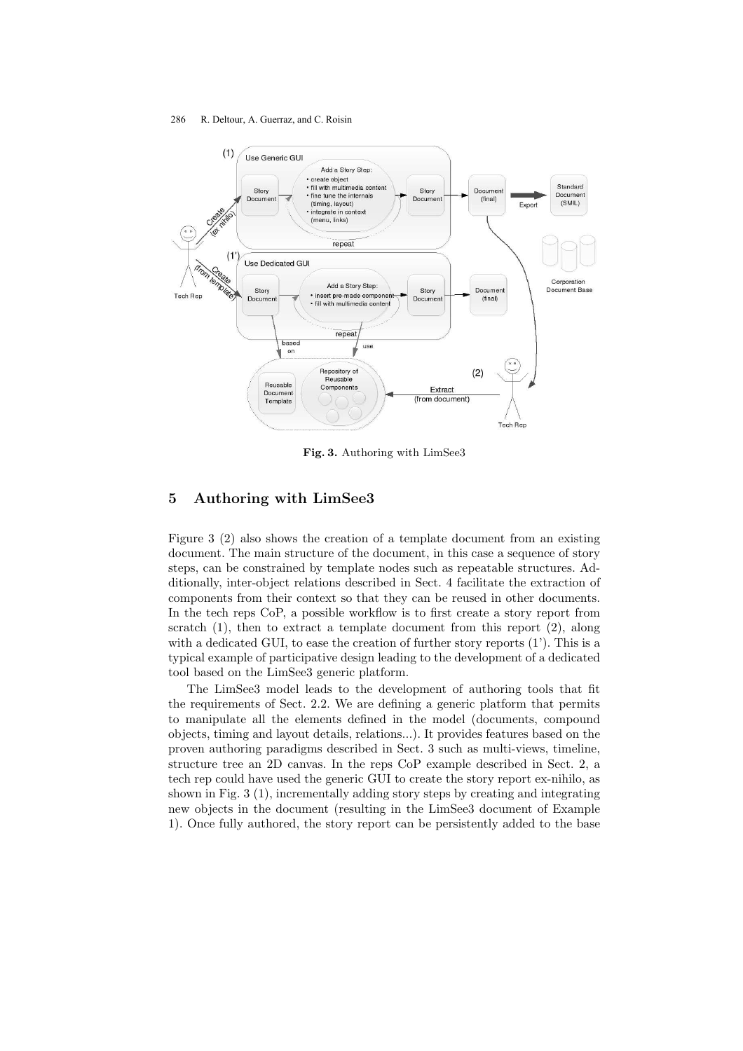**Fig. 3.** Authoring with LimSee3

## 5 Authoring with LimSee3

Figure 3 (2) also shows the creation of a template document from an existing document. The main structure of the document, in this case a sequence of story steps, can be constrained by template nodes such as repeatable structures. Additionally, inter-object relations described in Sect. 4 facilitate the extraction of components from their context so that they can be reused in other documents. In the tech reps CoP, a possible workflow is to first create a story report from scratch (1), then to extract a template document from this report (2), along with a dedicated GUI, to ease the creation of further story reports (1'). This is a typical example of participative design leading to the development of a dedicated tool based on the LimSee3 generic platform.

The LimSee3 model leads to the development of authoring tools that fit the requirements of Sect. 2.2. We are defining a generic platform that permits to manipulate all the elements defined in the model (documents, compound objects, timing and layout details, relations...). It provides features based on the proven authoring paradigms described in Sect. 3 such as multi-views, timeline, structure tree an 2D canvas. In the reps CoP example described in Sect. 2, a tech rep could have used the generic GUI to create the story report ex-nihilo, as shown in Fig. 3 (1), incrementally adding story steps by creating and integrating new objects in the document (resulting in the LimSee3 document of Example 1). Once fully authored, the story report can be persistently added to the base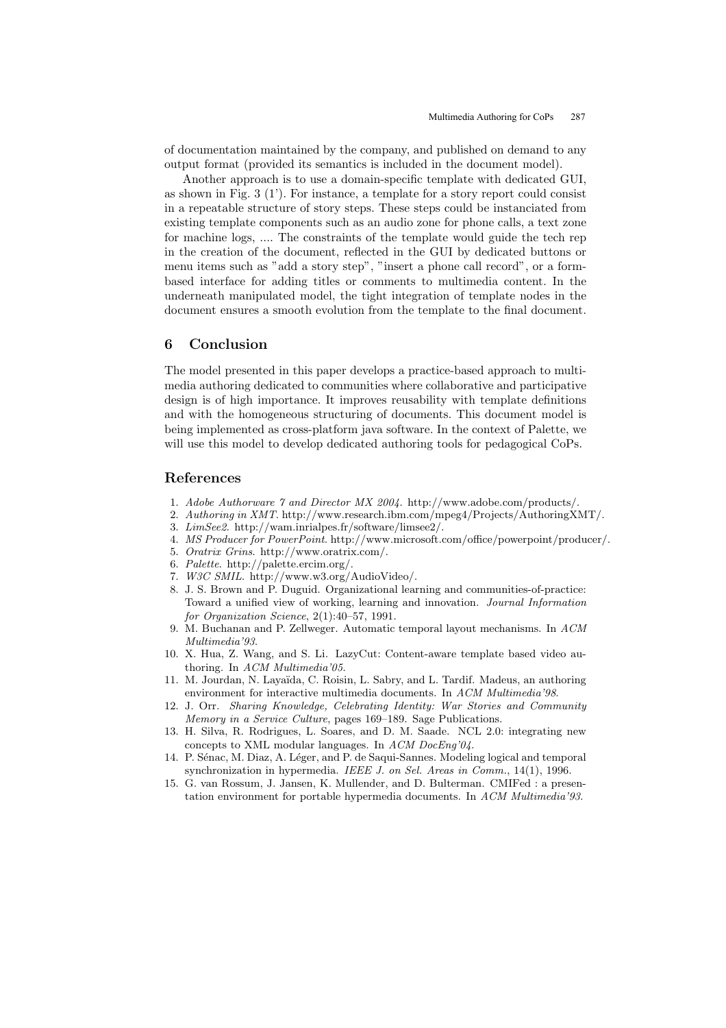of documentation maintained by the company, and published on demand to any output format (provided its semantics is included in the document model).

Another approach is to use a domain-specific template with dedicated GUI, as shown in Fig. 3 (1'). For instance, a template for a story report could consist in a repeatable structure of story steps. These steps could be instanciated from existing template components such as an audio zone for phone calls, a text zone for machine logs, .... The constraints of the template would guide the tech rep in the creation of the document, reflected in the GUI by dedicated buttons or menu items such as "add a story step", "insert a phone call record", or a form-based interface for adding titles or comments to multimedia content. In the underneath manipulated model, the tight integration of template nodes in the document ensures a smooth evolution from the template to the final document.

## 6 Conclusion

The model presented in this paper develops a practice-based approach to multimedia authoring dedicated to communities where collaborative and participative design is of high importance. It improves reusability with template definitions and with the homogeneous structuring of documents. This document model is being implemented as cross-platform java software. In the context of Palette, we will use this model to develop dedicated authoring tools for pedagogical CoPs.

## References

1. *Adobe Authorware 7 and Director MX 2004*. http://www.adobe.com/products/.
2. *Authoring in XMT*. http://www.research.ibm.com/mpeg4/Projects/AuthoringXMT/.
3. *LimSee2*. http://wam.inrialpes.fr/software/limsee2/.
4. *MS Producer for PowerPoint*. http://www.microsoft.com/office/powerpoint/producer/.
5. *Oratrix Grins*. http://www.oratrix.com/.
6. *Palette*. http://palette.ercim.org/.
7. *W3C SMIL*. http://www.w3.org/AudioVideo/.
8. J. S. Brown and P. Duguid. Organizational learning and communities-of-practice: Toward a unified view of working, learning and innovation. *Journal Information for Organization Science*, 2(1):40–57, 1991.
9. M. Buchanan and P. Zellweger. Automatic temporal layout mechanisms. In *ACM Multimedia'93*.
10. X. Hua, Z. Wang, and S. Li. LazyCut: Content-aware template based video authoring. In *ACM Multimedia'05*.
11. M. Jourdan, N. Layaïda, C. Roisin, L. Sabry, and L. Tardif. Madeus, an authoring environment for interactive multimedia documents. In *ACM Multimedia'98*.
12. J. Orr. *Sharing Knowledge, Celebrating Identity: War Stories and Community Memory in a Service Culture*, pages 169–189. Sage Publications.
13. H. Silva, R. Rodrigues, L. Soares, and D. M. Saade. NCL 2.0: integrating new concepts to XML modular languages. In *ACM DocEng'04*.
14. P. Sénac, M. Diaz, A. Léger, and P. de Saqui-Sannes. Modeling logical and temporal synchronization in hypermedia. *IEEE J. on Sel. Areas in Comm.*, 14(1), 1996.
15. G. van Rossum, J. Jansen, K. Mullender, and D. Bulterman. CMIFed : a presentation environment for portable hypermedia documents. In *ACM Multimedia'93*.